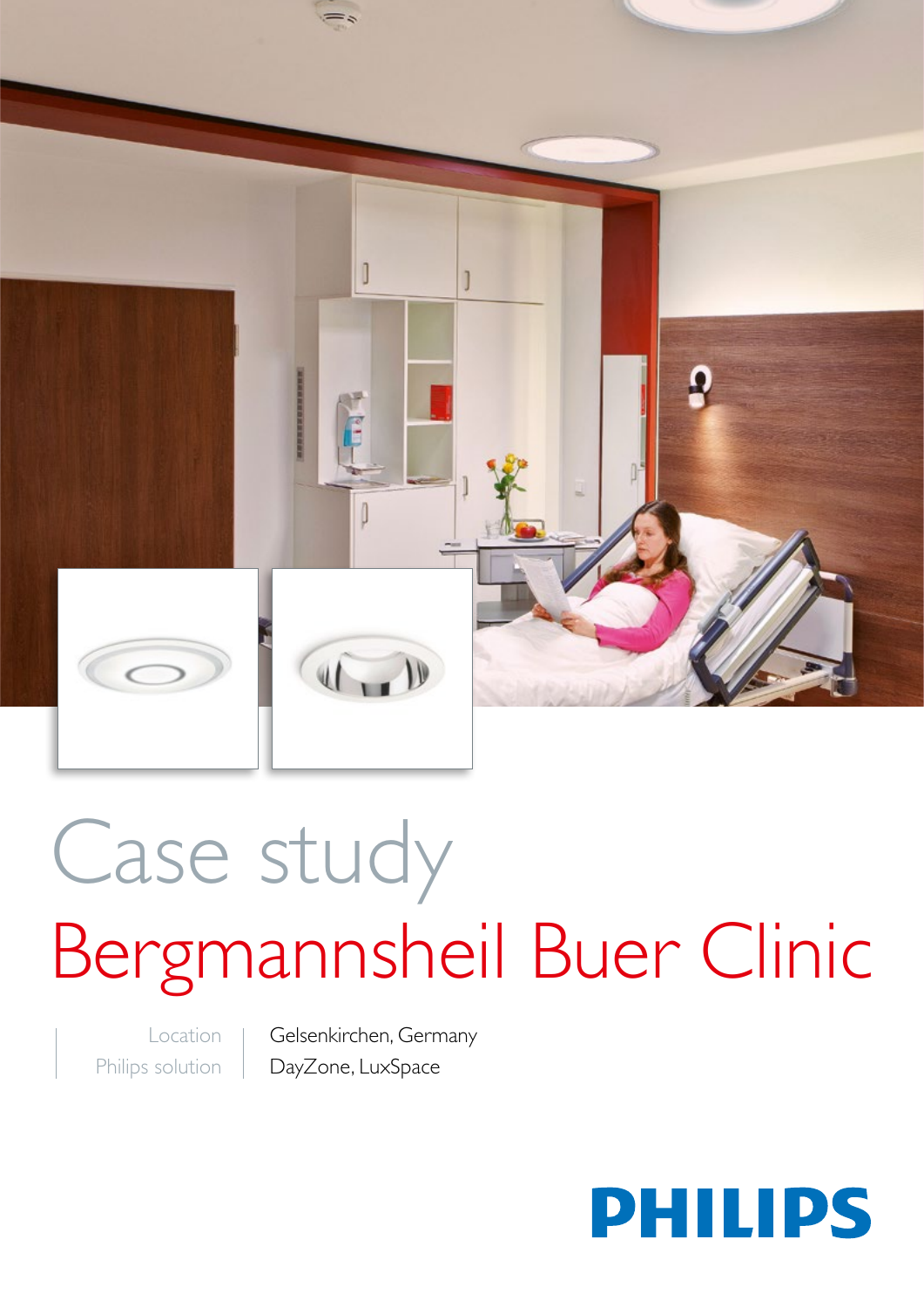# Case study

## Bergmannsheil Buer Clinic

| Location | Gelsenkirchen, Germany |
| --- | --- |
| Philips solution | DayZone, LuxSpace |

PHILIPS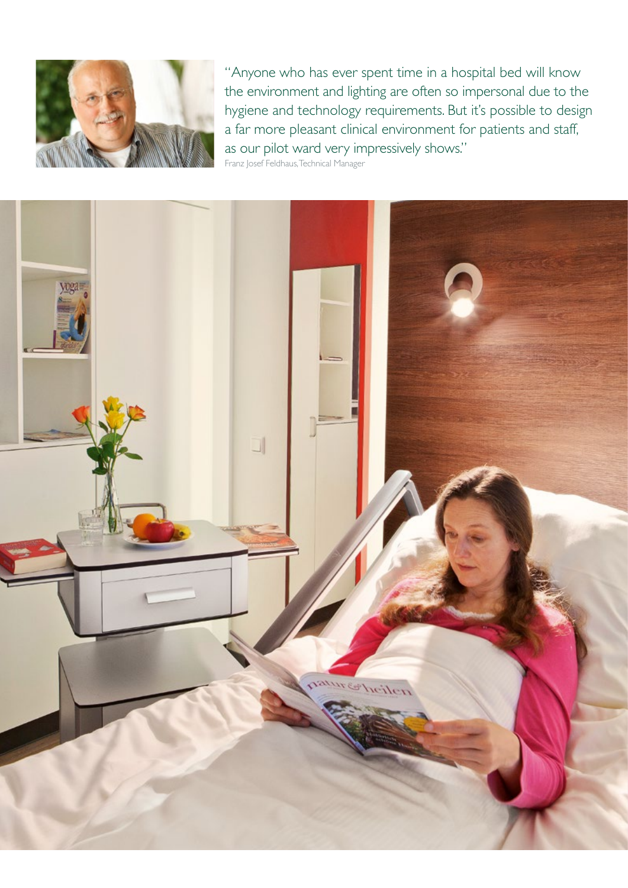"Anyone who has ever spent time in a hospital bed will know the environment and lighting are often so impersonal due to the hygiene and technology requirements. But it's possible to design a far more pleasant clinical environment for patients and staff, as our pilot ward very impressively shows."

Franz Josef Feldhaus, Technical Manager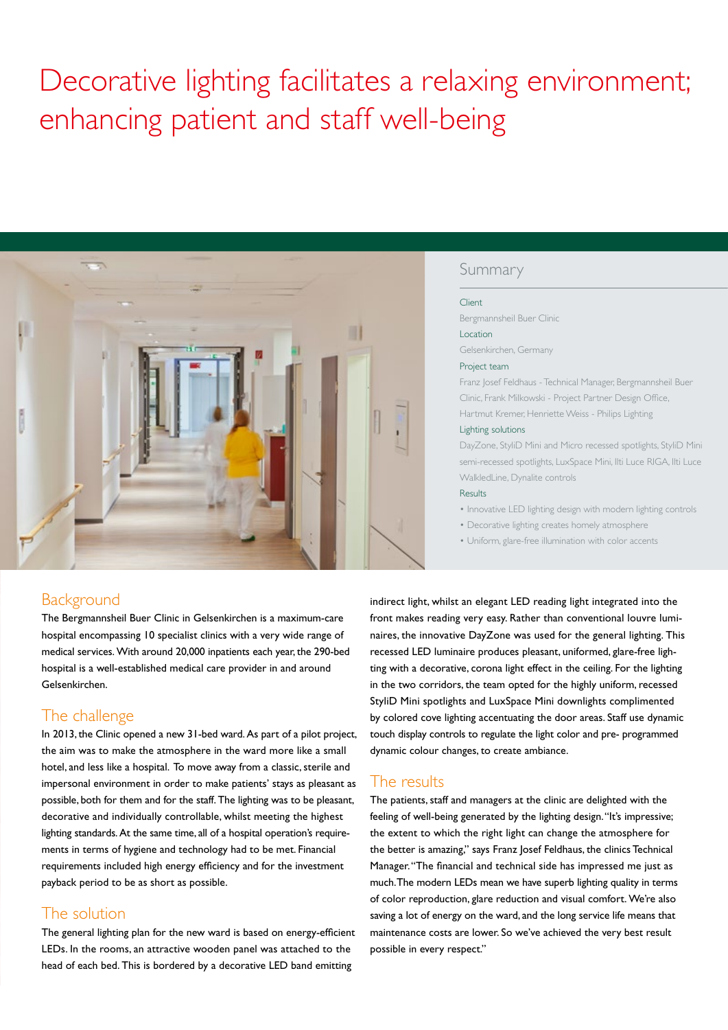# Decorative lighting facilitates a relaxing environment; enhancing patient and staff well-being

## Summary

**Client**
Bergmannsheil Buer Clinic

**Location**
Gelsenkirchen, Germany

**Project team**
Franz Josef Feldhaus - Technical Manager, Bergmannsheil Buer Clinic, Frank Milkowski - Project Partner Design Office, Hartmut Kremer, Henriette Weiss - Philips Lighting

**Lighting solutions**
DayZone, StyliD Mini and Micro recessed spotlights, StyliD Mini semi-recessed spotlights, LuxSpace Mini, Ilti Luce RIGA, Ilti Luce WalkledLine, Dynalite controls

**Results**

- Innovative LED lighting design with modern lighting controls
- Decorative lighting creates homely atmosphere
- Uniform, glare-free illumination with color accents

## Background

The Bergmannsheil Buer Clinic in Gelsenkirchen is a maximum-care hospital encompassing 10 specialist clinics with a very wide range of medical services. With around 20,000 inpatients each year, the 290-bed hospital is a well-established medical care provider in and around Gelsenkirchen.

## The challenge

In 2013, the Clinic opened a new 31-bed ward. As part of a pilot project, the aim was to make the atmosphere in the ward more like a small hotel, and less like a hospital. To move away from a classic, sterile and impersonal environment in order to make patients' stays as pleasant as possible, both for them and for the staff. The lighting was to be pleasant, decorative and individually controllable, whilst meeting the highest lighting standards. At the same time, all of a hospital operation's requirements in terms of hygiene and technology had to be met. Financial requirements included high energy efficiency and for the investment payback period to be as short as possible.

## The solution

The general lighting plan for the new ward is based on energy-efficient LEDs. In the rooms, an attractive wooden panel was attached to the head of each bed. This is bordered by a decorative LED band emitting indirect light, whilst an elegant LED reading light integrated into the front makes reading very easy. Rather than conventional louvre luminaires, the innovative DayZone was used for the general lighting. This recessed LED luminaire produces pleasant, uniformed, glare-free lighting with a decorative, corona light effect in the ceiling. For the lighting in the two corridors, the team opted for the highly uniform, recessed StyliD Mini spotlights and LuxSpace Mini downlights complimented by colored cove lighting accentuating the door areas. Staff use dynamic touch display controls to regulate the light color and pre- programmed dynamic colour changes, to create ambiance.

## The results

The patients, staff and managers at the clinic are delighted with the feeling of well-being generated by the lighting design. "It's impressive; the extent to which the right light can change the atmosphere for the better is amazing," says Franz Josef Feldhaus, the clinics Technical Manager. "The financial and technical side has impressed me just as much. The modern LEDs mean we have superb lighting quality in terms of color reproduction, glare reduction and visual comfort. We're also saving a lot of energy on the ward, and the long service life means that maintenance costs are lower. So we've achieved the very best result possible in every respect."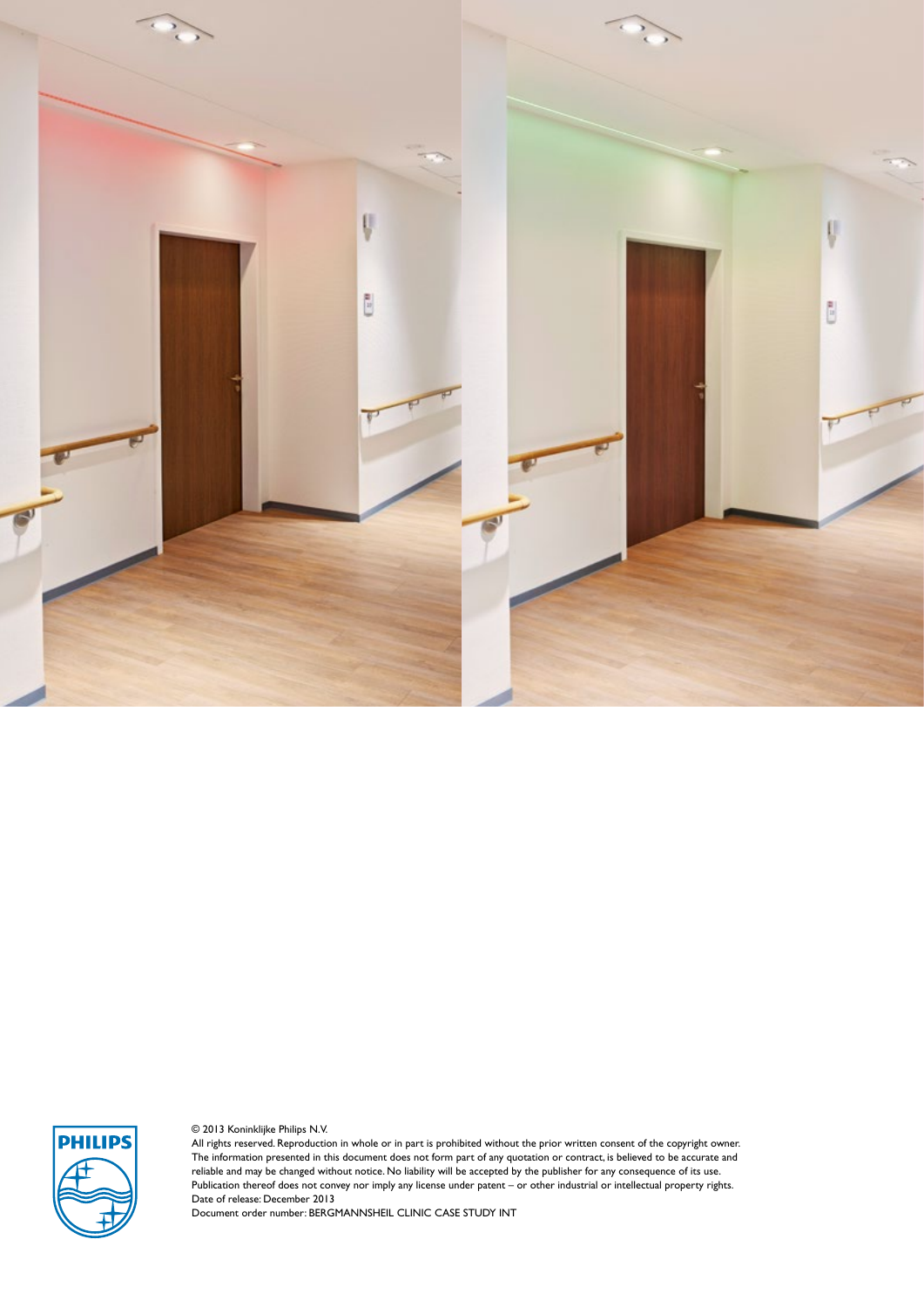© 2013 Koninklijke Philips N.V.

All rights reserved. Reproduction in whole or in part is prohibited without the prior written consent of the copyright owner. The information presented in this document does not form part of any quotation or contract, is believed to be accurate and reliable and may be changed without notice. No liability will be accepted by the publisher for any consequence of its use. Publication thereof does not convey nor imply any license under patent – or other industrial or intellectual property rights.

Date of release: December 2013

Document order number: BERGMANNSHEIL CLINIC CASE STUDY INT